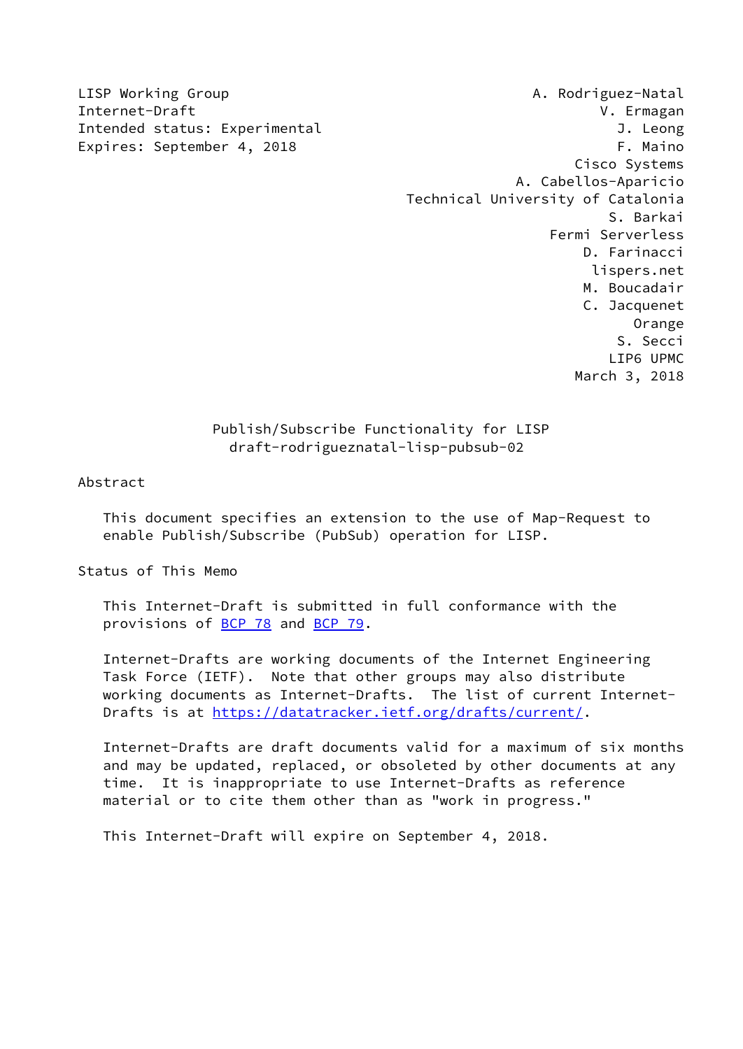LISP Working Group — A. Rodriguez-Natal
Internet-Draft — V. Ermagan
Intended status: Experimental — J. Leong
Expires: September 4, 2018 — F. Maino

Cisco Systems

A. Cabellos-Aparicio

Technical University of Catalonia

S. Barkai

Fermi Serverless

D. Farinacci

lispers.net

M. Boucadair

C. Jacquenet

Orange

S. Secci

LIP6 UPMC

March 3, 2018

# Publish/Subscribe Functionality for LISP
## draft-rodrigueznatal-lisp-pubsub-02

## Abstract

This document specifies an extension to the use of Map-Request to enable Publish/Subscribe (PubSub) operation for LISP.

## Status of This Memo

This Internet-Draft is submitted in full conformance with the provisions of BCP 78 and BCP 79.

Internet-Drafts are working documents of the Internet Engineering Task Force (IETF). Note that other groups may also distribute working documents as Internet-Drafts. The list of current Internet-Drafts is at https://datatracker.ietf.org/drafts/current/.

Internet-Drafts are draft documents valid for a maximum of six months and may be updated, replaced, or obsoleted by other documents at any time. It is inappropriate to use Internet-Drafts as reference material or to cite them other than as "work in progress."

This Internet-Draft will expire on September 4, 2018.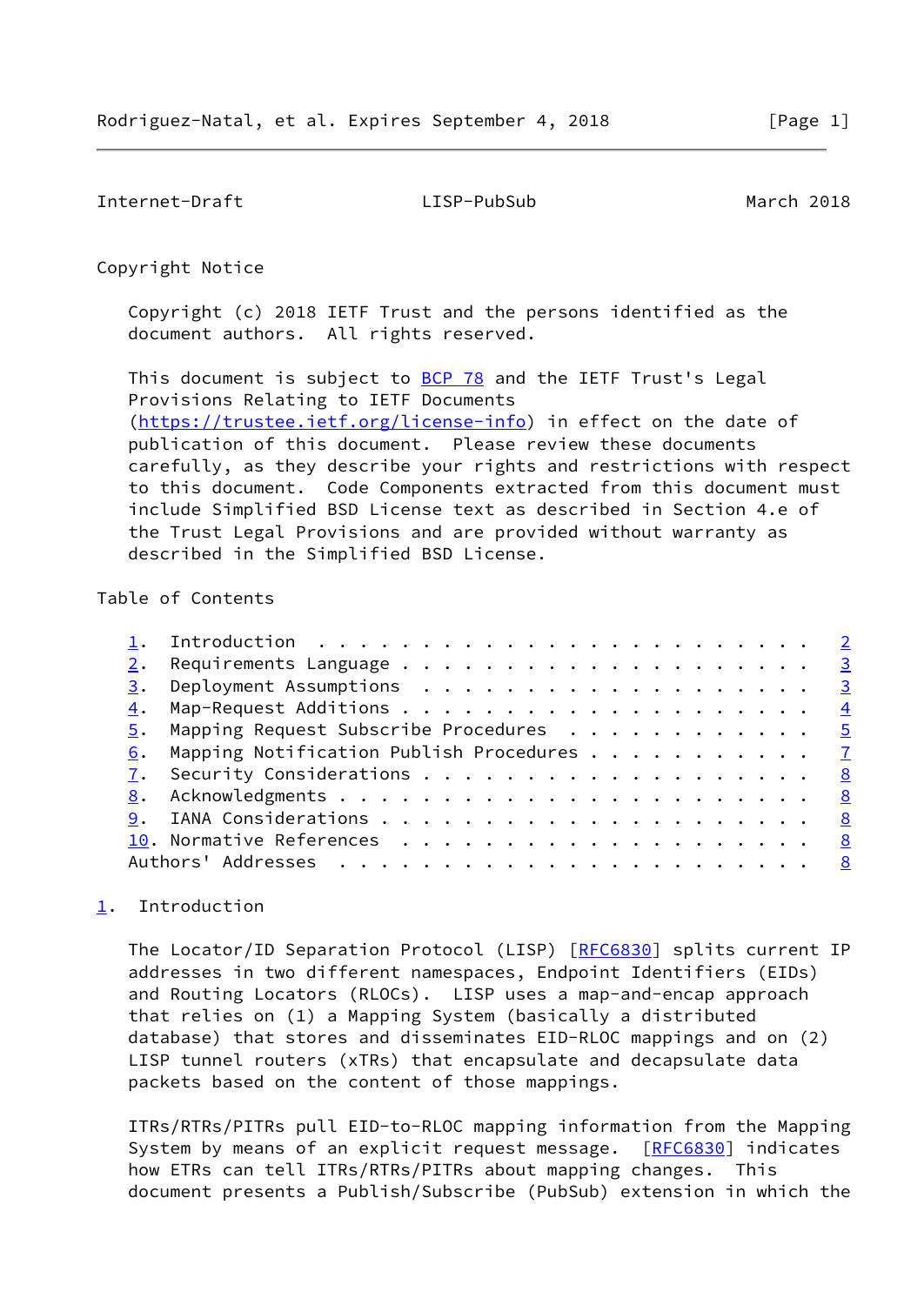Copyright Notice

Copyright (c) 2018 IETF Trust and the persons identified as the document authors. All rights reserved.

This document is subject to BCP 78 and the IETF Trust's Legal Provisions Relating to IETF Documents (https://trustee.ietf.org/license-info) in effect on the date of publication of this document. Please review these documents carefully, as they describe your rights and restrictions with respect to this document. Code Components extracted from this document must include Simplified BSD License text as described in Section 4.e of the Trust Legal Provisions and are provided without warranty as described in the Simplified BSD License.

## Table of Contents

1. Introduction . . . . . . . . . . . . . . . . . . . . . . . . 2
2. Requirements Language . . . . . . . . . . . . . . . . . . . . 3
3. Deployment Assumptions . . . . . . . . . . . . . . . . . . . 3
4. Map-Request Additions . . . . . . . . . . . . . . . . . . . . 4
5. Mapping Request Subscribe Procedures . . . . . . . . . . . . 5
6. Mapping Notification Publish Procedures . . . . . . . . . . . 7
7. Security Considerations . . . . . . . . . . . . . . . . . . . 8
8. Acknowledgments . . . . . . . . . . . . . . . . . . . . . . . 8
9. IANA Considerations . . . . . . . . . . . . . . . . . . . . . 8
10. Normative References . . . . . . . . . . . . . . . . . . . . 8
Authors' Addresses . . . . . . . . . . . . . . . . . . . . . . . 8

## 1. Introduction

The Locator/ID Separation Protocol (LISP) [RFC6830] splits current IP addresses in two different namespaces, Endpoint Identifiers (EIDs) and Routing Locators (RLOCs). LISP uses a map-and-encap approach that relies on (1) a Mapping System (basically a distributed database) that stores and disseminates EID-RLOC mappings and on (2) LISP tunnel routers (xTRs) that encapsulate and decapsulate data packets based on the content of those mappings.

ITRs/RTRs/PITRs pull EID-to-RLOC mapping information from the Mapping System by means of an explicit request message. [RFC6830] indicates how ETRs can tell ITRs/RTRs/PITRs about mapping changes. This document presents a Publish/Subscribe (PubSub) extension in which the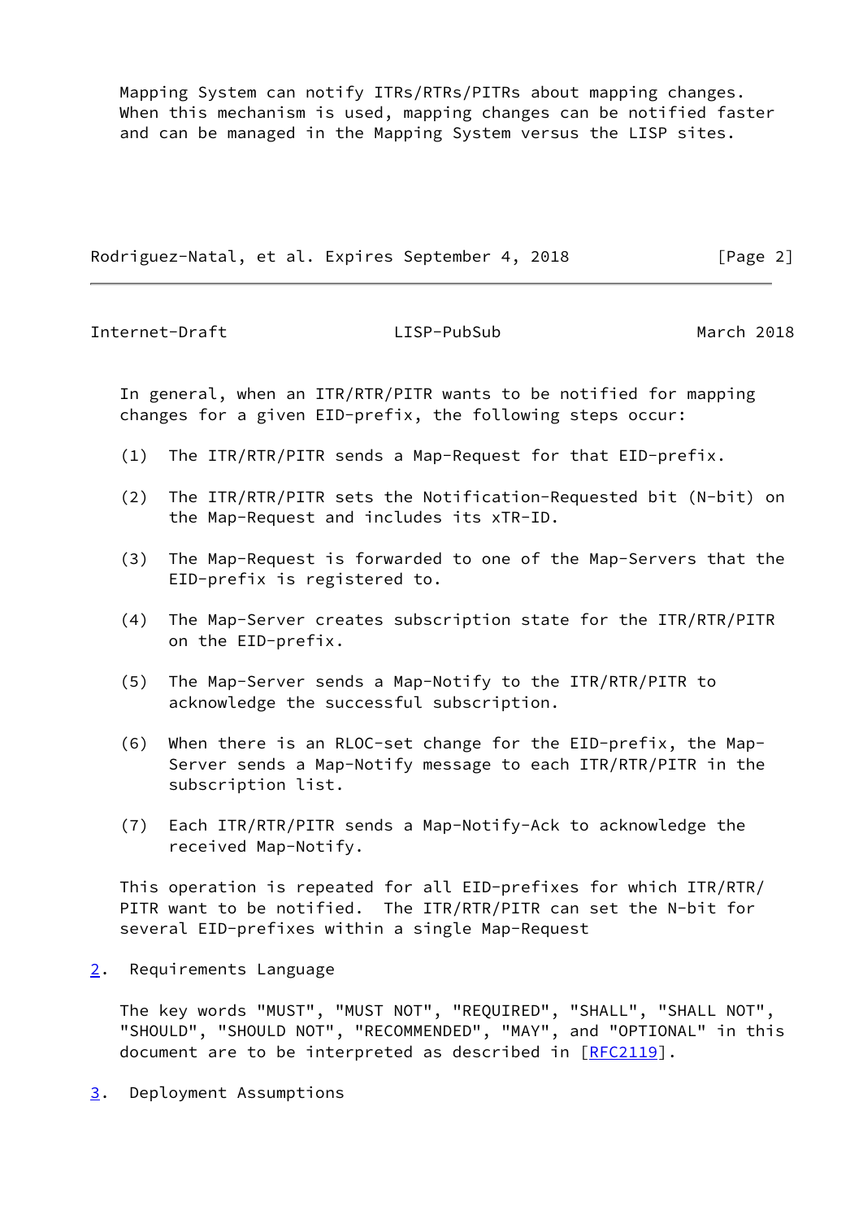Mapping System can notify ITRs/RTRs/PITRs about mapping changes. When this mechanism is used, mapping changes can be notified faster and can be managed in the Mapping System versus the LISP sites.

In general, when an ITR/RTR/PITR wants to be notified for mapping changes for a given EID-prefix, the following steps occur:

(1) The ITR/RTR/PITR sends a Map-Request for that EID-prefix.

(2) The ITR/RTR/PITR sets the Notification-Requested bit (N-bit) on the Map-Request and includes its xTR-ID.

(3) The Map-Request is forwarded to one of the Map-Servers that the EID-prefix is registered to.

(4) The Map-Server creates subscription state for the ITR/RTR/PITR on the EID-prefix.

(5) The Map-Server sends a Map-Notify to the ITR/RTR/PITR to acknowledge the successful subscription.

(6) When there is an RLOC-set change for the EID-prefix, the Map-Server sends a Map-Notify message to each ITR/RTR/PITR in the subscription list.

(7) Each ITR/RTR/PITR sends a Map-Notify-Ack to acknowledge the received Map-Notify.

This operation is repeated for all EID-prefixes for which ITR/RTR/PITR want to be notified. The ITR/RTR/PITR can set the N-bit for several EID-prefixes within a single Map-Request

## 2. Requirements Language

The key words "MUST", "MUST NOT", "REQUIRED", "SHALL", "SHALL NOT", "SHOULD", "SHOULD NOT", "RECOMMENDED", "MAY", and "OPTIONAL" in this document are to be interpreted as described in [RFC2119].

## 3. Deployment Assumptions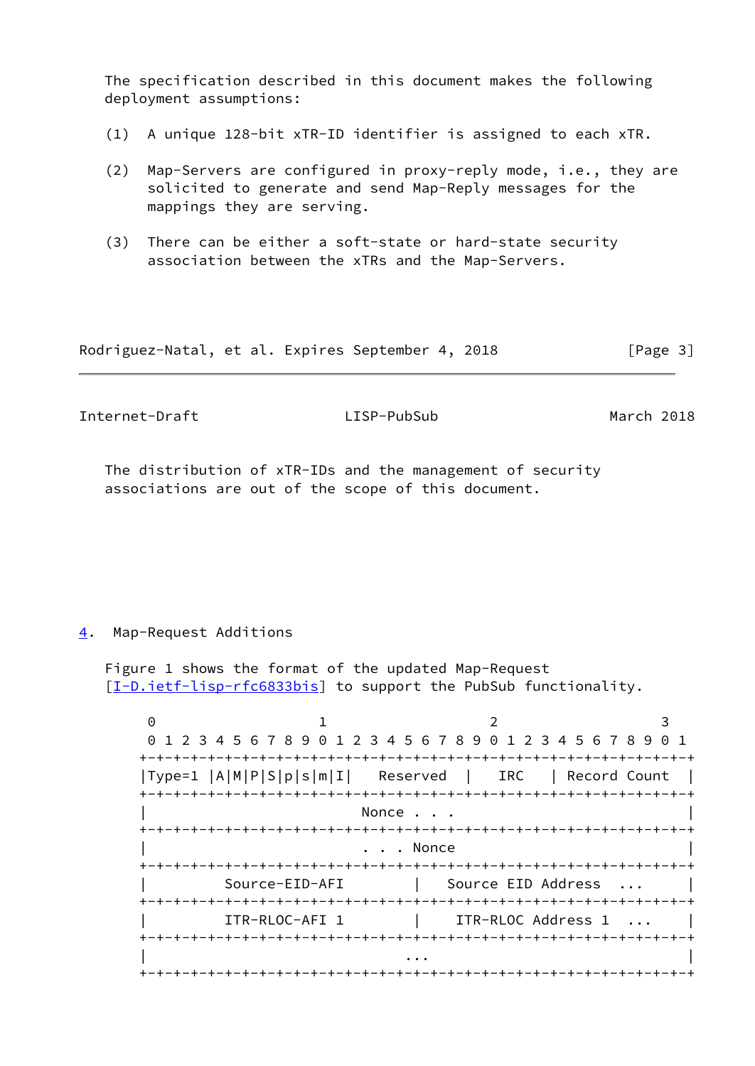The specification described in this document makes the following deployment assumptions:

(1) A unique 128-bit xTR-ID identifier is assigned to each xTR.

(2) Map-Servers are configured in proxy-reply mode, i.e., they are solicited to generate and send Map-Reply messages for the mappings they are serving.

(3) There can be either a soft-state or hard-state security association between the xTRs and the Map-Servers.

The distribution of xTR-IDs and the management of security associations are out of the scope of this document.

## 4. Map-Request Additions

Figure 1 shows the format of the updated Map-Request [I-D.ietf-lisp-rfc6833bis] to support the PubSub functionality.

```
 0                   1                   2                   3
 0 1 2 3 4 5 6 7 8 9 0 1 2 3 4 5 6 7 8 9 0 1 2 3 4 5 6 7 8 9 0 1
+-+-+-+-+-+-+-+-+-+-+-+-+-+-+-+-+-+-+-+-+-+-+-+-+-+-+-+-+-+-+-+-+
|Type=1 |A|M|P|S|p|s|m|I|   Reserved  |   IRC   | Record Count  |
+-+-+-+-+-+-+-+-+-+-+-+-+-+-+-+-+-+-+-+-+-+-+-+-+-+-+-+-+-+-+-+-+
|                         Nonce . . .                           |
+-+-+-+-+-+-+-+-+-+-+-+-+-+-+-+-+-+-+-+-+-+-+-+-+-+-+-+-+-+-+-+-+
|                         . . . Nonce                           |
+-+-+-+-+-+-+-+-+-+-+-+-+-+-+-+-+-+-+-+-+-+-+-+-+-+-+-+-+-+-+-+-+
|         Source-EID-AFI        |   Source EID Address  ...     |
+-+-+-+-+-+-+-+-+-+-+-+-+-+-+-+-+-+-+-+-+-+-+-+-+-+-+-+-+-+-+-+-+
|         ITR-RLOC-AFI 1        |    ITR-RLOC Address 1  ...    |
+-+-+-+-+-+-+-+-+-+-+-+-+-+-+-+-+-+-+-+-+-+-+-+-+-+-+-+-+-+-+-+-+
|                              ...                              |
+-+-+-+-+-+-+-+-+-+-+-+-+-+-+-+-+-+-+-+-+-+-+-+-+-+-+-+-+-+-+-+-+
```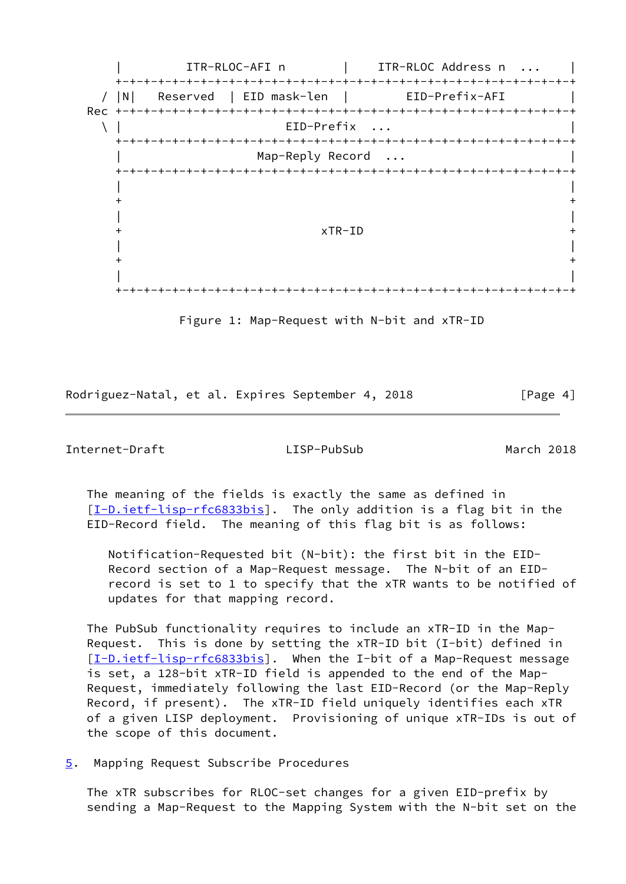```
       |         ITR-RLOC-AFI n        |    ITR-RLOC Address n  ...    |
       +-+-+-+-+-+-+-+-+-+-+-+-+-+-+-+-+-+-+-+-+-+-+-+-+-+-+-+-+-+-+-+-+
     / |N|   Reserved   | EID mask-len  |        EID-Prefix-AFI         |
   Rec +-+-+-+-+-+-+-+-+-+-+-+-+-+-+-+-+-+-+-+-+-+-+-+-+-+-+-+-+-+-+-+-+
     \ |                       EID-Prefix  ...                         |
       +-+-+-+-+-+-+-+-+-+-+-+-+-+-+-+-+-+-+-+-+-+-+-+-+-+-+-+-+-+-+-+-+
       |                   Map-Reply Record  ...                       |
       +-+-+-+-+-+-+-+-+-+-+-+-+-+-+-+-+-+-+-+-+-+-+-+-+-+-+-+-+-+-+-+-+
       |                                                               |
       +                                                               +
       |                                                               |
       +                            xTR-ID                             +
       |                                                               |
       +                                                               +
       |                                                               |
       +-+-+-+-+-+-+-+-+-+-+-+-+-+-+-+-+-+-+-+-+-+-+-+-+-+-+-+-+-+-+-+-+
```

Figure 1: Map-Request with N-bit and xTR-ID

The meaning of the fields is exactly the same as defined in [I-D.ietf-lisp-rfc6833bis]. The only addition is a flag bit in the EID-Record field. The meaning of this flag bit is as follows:

> Notification-Requested bit (N-bit): the first bit in the EID-Record section of a Map-Request message. The N-bit of an EID-record is set to 1 to specify that the xTR wants to be notified of updates for that mapping record.

The PubSub functionality requires to include an xTR-ID in the Map-Request. This is done by setting the xTR-ID bit (I-bit) defined in [I-D.ietf-lisp-rfc6833bis]. When the I-bit of a Map-Request message is set, a 128-bit xTR-ID field is appended to the end of the Map-Request, immediately following the last EID-Record (or the Map-Reply Record, if present). The xTR-ID field uniquely identifies each xTR of a given LISP deployment. Provisioning of unique xTR-IDs is out of the scope of this document.

## 5. Mapping Request Subscribe Procedures

The xTR subscribes for RLOC-set changes for a given EID-prefix by sending a Map-Request to the Mapping System with the N-bit set on the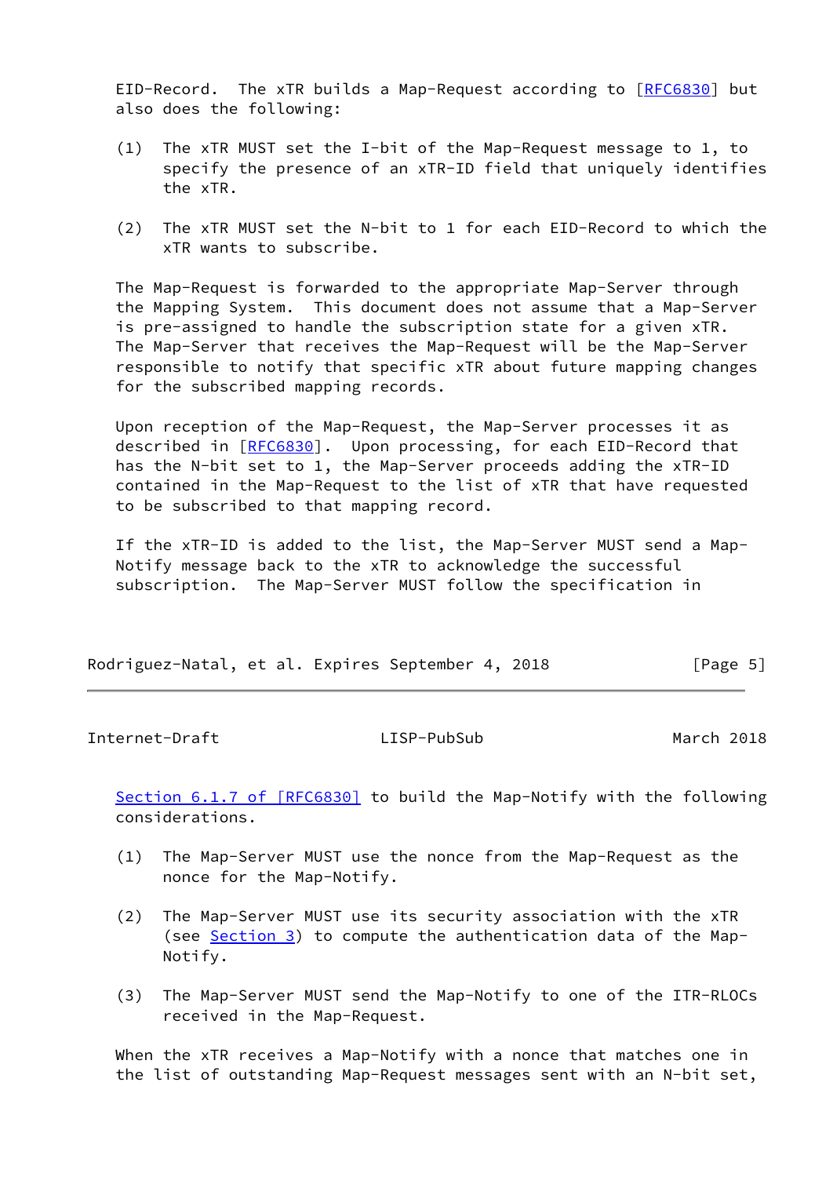EID-Record. The xTR builds a Map-Request according to [RFC6830] but also does the following:

(1) The xTR MUST set the I-bit of the Map-Request message to 1, to specify the presence of an xTR-ID field that uniquely identifies the xTR.

(2) The xTR MUST set the N-bit to 1 for each EID-Record to which the xTR wants to subscribe.

The Map-Request is forwarded to the appropriate Map-Server through the Mapping System. This document does not assume that a Map-Server is pre-assigned to handle the subscription state for a given xTR. The Map-Server that receives the Map-Request will be the Map-Server responsible to notify that specific xTR about future mapping changes for the subscribed mapping records.

Upon reception of the Map-Request, the Map-Server processes it as described in [RFC6830]. Upon processing, for each EID-Record that has the N-bit set to 1, the Map-Server proceeds adding the xTR-ID contained in the Map-Request to the list of xTR that have requested to be subscribed to that mapping record.

If the xTR-ID is added to the list, the Map-Server MUST send a Map-Notify message back to the xTR to acknowledge the successful subscription. The Map-Server MUST follow the specification in Section 6.1.7 of [RFC6830] to build the Map-Notify with the following considerations.

(1) The Map-Server MUST use the nonce from the Map-Request as the nonce for the Map-Notify.

(2) The Map-Server MUST use its security association with the xTR (see Section 3) to compute the authentication data of the Map-Notify.

(3) The Map-Server MUST send the Map-Notify to one of the ITR-RLOCs received in the Map-Request.

When the xTR receives a Map-Notify with a nonce that matches one in the list of outstanding Map-Request messages sent with an N-bit set,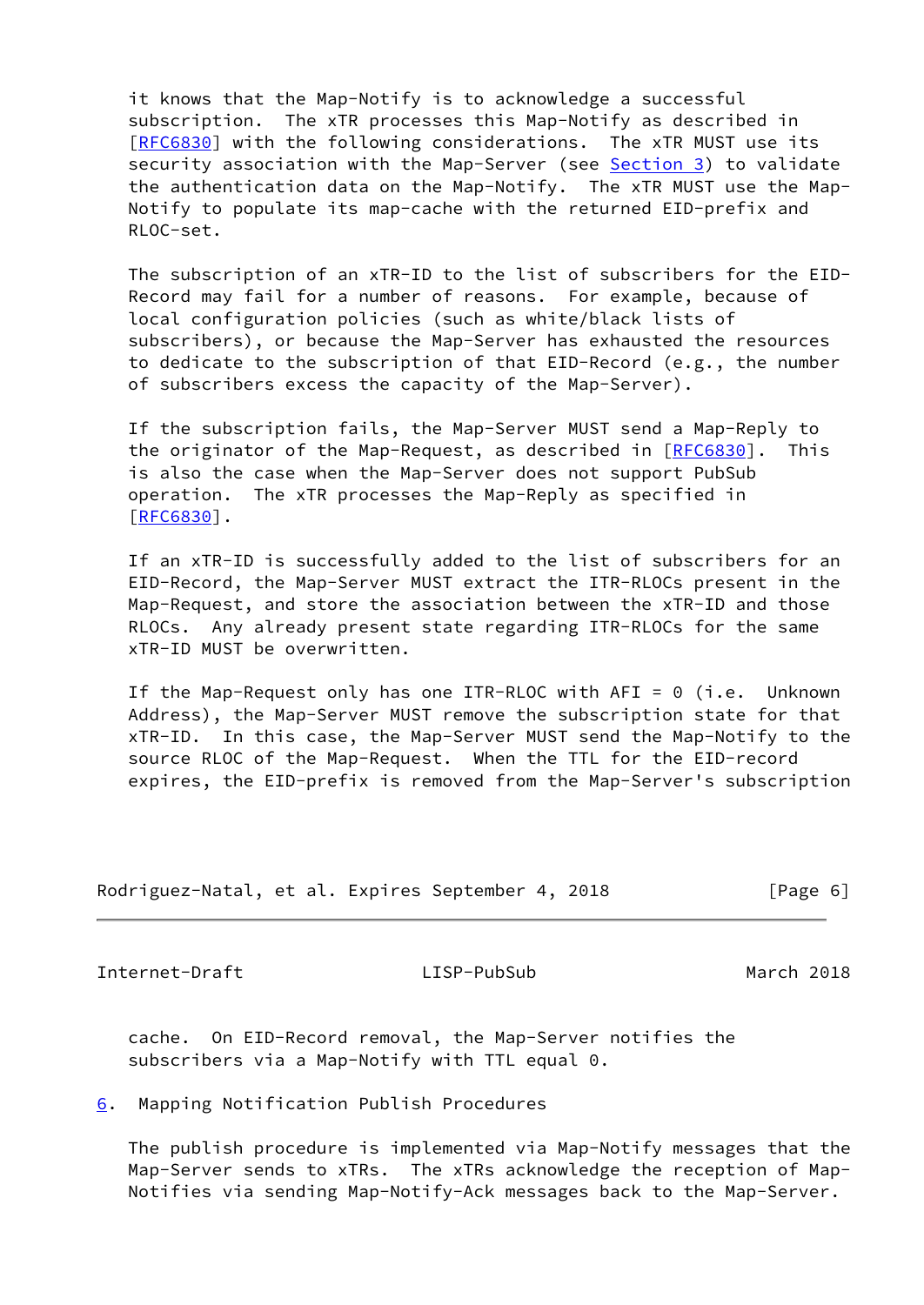it knows that the Map-Notify is to acknowledge a successful subscription. The xTR processes this Map-Notify as described in [RFC6830] with the following considerations. The xTR MUST use its security association with the Map-Server (see Section 3) to validate the authentication data on the Map-Notify. The xTR MUST use the Map-Notify to populate its map-cache with the returned EID-prefix and RLOC-set.

The subscription of an xTR-ID to the list of subscribers for the EID-Record may fail for a number of reasons. For example, because of local configuration policies (such as white/black lists of subscribers), or because the Map-Server has exhausted the resources to dedicate to the subscription of that EID-Record (e.g., the number of subscribers excess the capacity of the Map-Server).

If the subscription fails, the Map-Server MUST send a Map-Reply to the originator of the Map-Request, as described in [RFC6830]. This is also the case when the Map-Server does not support PubSub operation. The xTR processes the Map-Reply as specified in [RFC6830].

If an xTR-ID is successfully added to the list of subscribers for an EID-Record, the Map-Server MUST extract the ITR-RLOCs present in the Map-Request, and store the association between the xTR-ID and those RLOCs. Any already present state regarding ITR-RLOCs for the same xTR-ID MUST be overwritten.

If the Map-Request only has one ITR-RLOC with AFI = 0 (i.e. Unknown Address), the Map-Server MUST remove the subscription state for that xTR-ID. In this case, the Map-Server MUST send the Map-Notify to the source RLOC of the Map-Request. When the TTL for the EID-record expires, the EID-prefix is removed from the Map-Server's subscription cache. On EID-Record removal, the Map-Server notifies the subscribers via a Map-Notify with TTL equal 0.

## 6. Mapping Notification Publish Procedures

The publish procedure is implemented via Map-Notify messages that the Map-Server sends to xTRs. The xTRs acknowledge the reception of Map-Notifies via sending Map-Notify-Ack messages back to the Map-Server.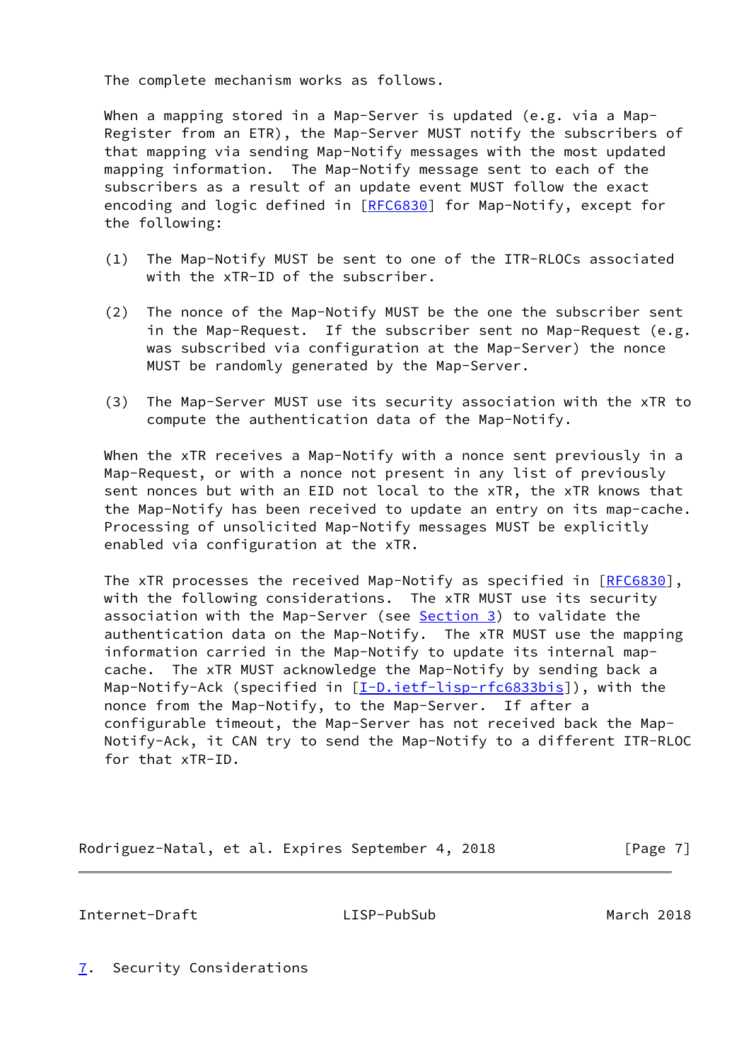The complete mechanism works as follows.

When a mapping stored in a Map-Server is updated (e.g. via a Map-Register from an ETR), the Map-Server MUST notify the subscribers of that mapping via sending Map-Notify messages with the most updated mapping information. The Map-Notify message sent to each of the subscribers as a result of an update event MUST follow the exact encoding and logic defined in [RFC6830] for Map-Notify, except for the following:

(1) The Map-Notify MUST be sent to one of the ITR-RLOCs associated with the xTR-ID of the subscriber.

(2) The nonce of the Map-Notify MUST be the one the subscriber sent in the Map-Request. If the subscriber sent no Map-Request (e.g. was subscribed via configuration at the Map-Server) the nonce MUST be randomly generated by the Map-Server.

(3) The Map-Server MUST use its security association with the xTR to compute the authentication data of the Map-Notify.

When the xTR receives a Map-Notify with a nonce sent previously in a Map-Request, or with a nonce not present in any list of previously sent nonces but with an EID not local to the xTR, the xTR knows that the Map-Notify has been received to update an entry on its map-cache. Processing of unsolicited Map-Notify messages MUST be explicitly enabled via configuration at the xTR.

The xTR processes the received Map-Notify as specified in [RFC6830], with the following considerations. The xTR MUST use its security association with the Map-Server (see Section 3) to validate the authentication data on the Map-Notify. The xTR MUST use the mapping information carried in the Map-Notify to update its internal map-cache. The xTR MUST acknowledge the Map-Notify by sending back a Map-Notify-Ack (specified in [I-D.ietf-lisp-rfc6833bis]), with the nonce from the Map-Notify, to the Map-Server. If after a configurable timeout, the Map-Server has not received back the Map-Notify-Ack, it CAN try to send the Map-Notify to a different ITR-RLOC for that xTR-ID.

## 7. Security Considerations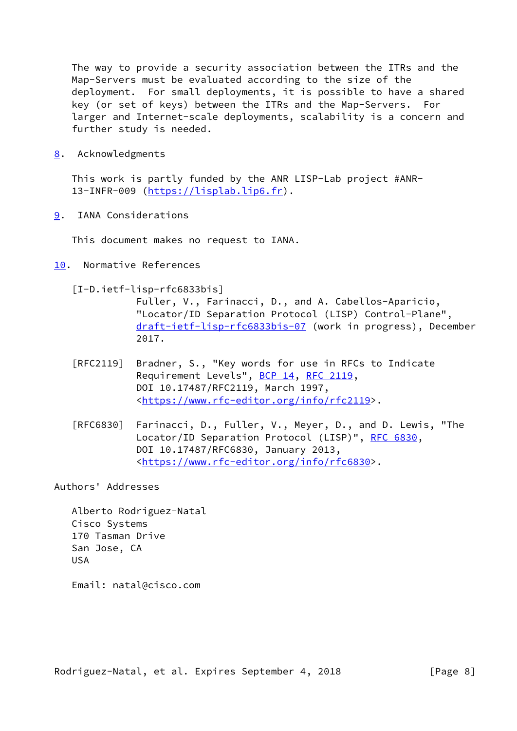The way to provide a security association between the ITRs and the Map-Servers must be evaluated according to the size of the deployment. For small deployments, it is possible to have a shared key (or set of keys) between the ITRs and the Map-Servers. For larger and Internet-scale deployments, scalability is a concern and further study is needed.

## 8. Acknowledgments

This work is partly funded by the ANR LISP-Lab project #ANR-13-INFR-009 (https://lisplab.lip6.fr).

## 9. IANA Considerations

This document makes no request to IANA.

## 10. Normative References

[I-D.ietf-lisp-rfc6833bis]
Fuller, V., Farinacci, D., and A. Cabellos-Aparicio, "Locator/ID Separation Protocol (LISP) Control-Plane", draft-ietf-lisp-rfc6833bis-07 (work in progress), December 2017.

[RFC2119] Bradner, S., "Key words for use in RFCs to Indicate Requirement Levels", BCP 14, RFC 2119, DOI 10.17487/RFC2119, March 1997, <https://www.rfc-editor.org/info/rfc2119>.

[RFC6830] Farinacci, D., Fuller, V., Meyer, D., and D. Lewis, "The Locator/ID Separation Protocol (LISP)", RFC 6830, DOI 10.17487/RFC6830, January 2013, <https://www.rfc-editor.org/info/rfc6830>.

## Authors' Addresses

Alberto Rodriguez-Natal
Cisco Systems
170 Tasman Drive
San Jose, CA
USA

Email: natal@cisco.com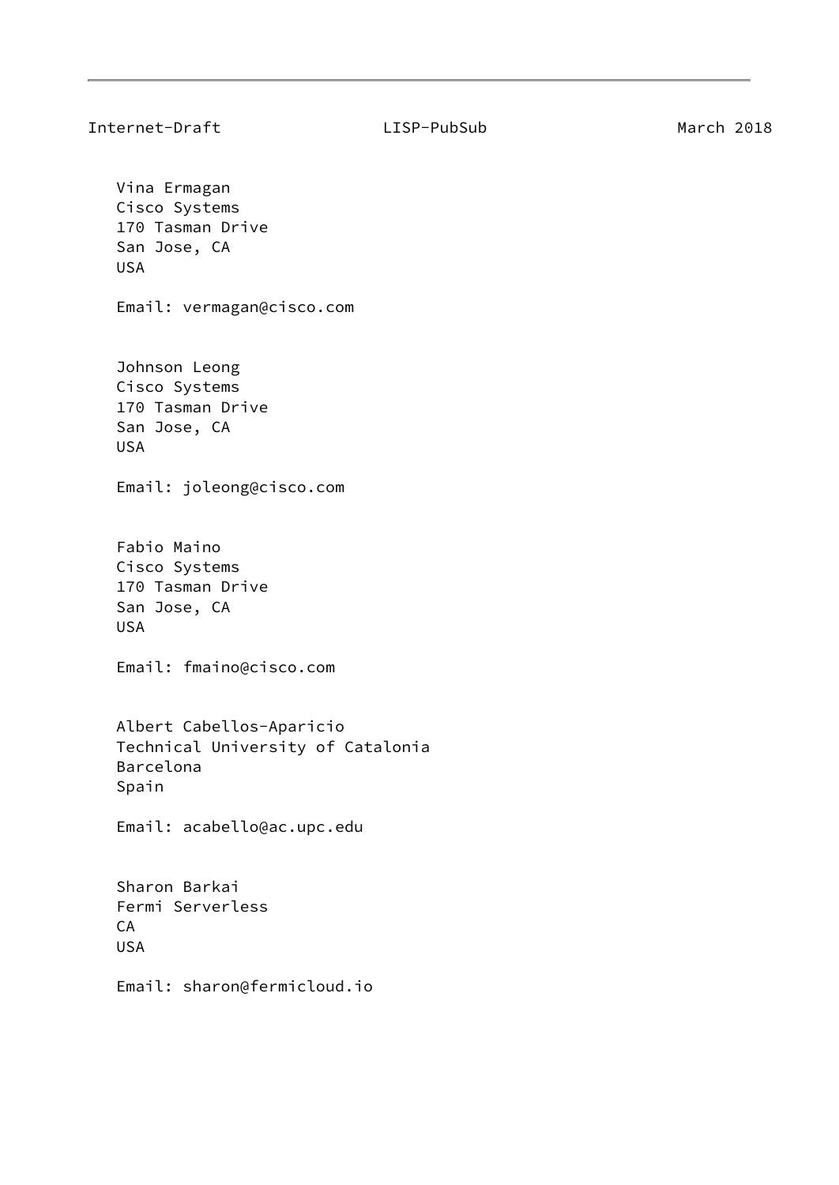Vina Ermagan
Cisco Systems
170 Tasman Drive
San Jose, CA
USA

Email: vermagan@cisco.com

Johnson Leong
Cisco Systems
170 Tasman Drive
San Jose, CA
USA

Email: joleong@cisco.com

Fabio Maino
Cisco Systems
170 Tasman Drive
San Jose, CA
USA

Email: fmaino@cisco.com

Albert Cabellos-Aparicio
Technical University of Catalonia
Barcelona
Spain

Email: acabello@ac.upc.edu

Sharon Barkai
Fermi Serverless
CA
USA

Email: sharon@fermicloud.io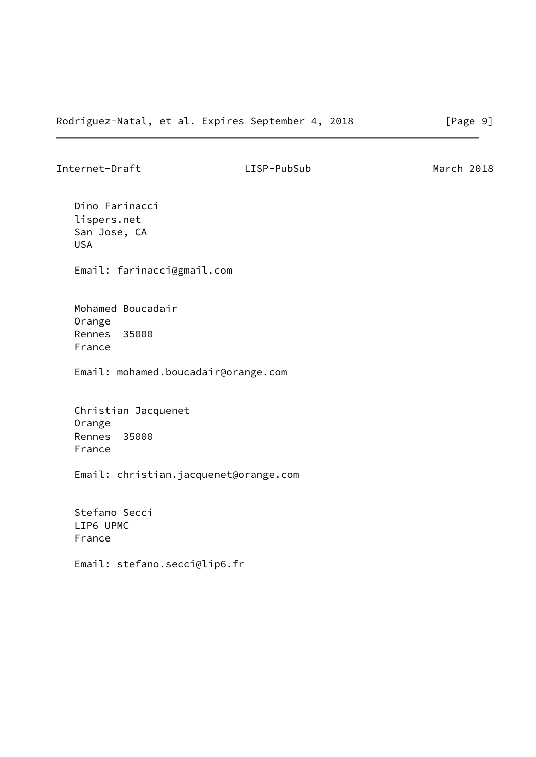Dino Farinacci
lispers.net
San Jose, CA
USA

Email: farinacci@gmail.com

Mohamed Boucadair
Orange
Rennes  35000
France

Email: mohamed.boucadair@orange.com

Christian Jacquenet
Orange
Rennes  35000
France

Email: christian.jacquenet@orange.com

Stefano Secci
LIP6 UPMC
France

Email: stefano.secci@lip6.fr